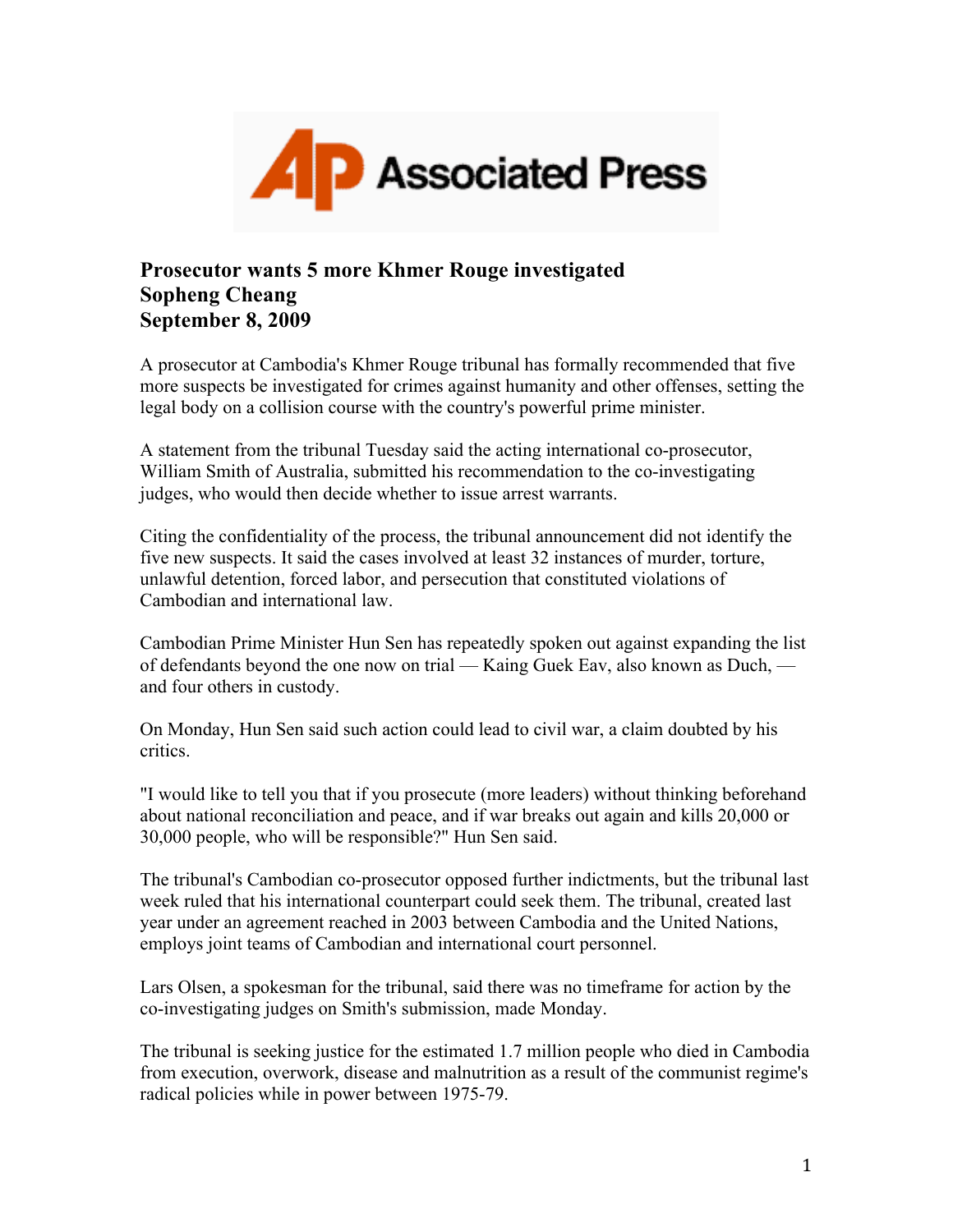Associated Press

**Prosecutor wants 5 more Khmer Rouge investigated**
**Sopheng Cheang**
**September 8, 2009**

A prosecutor at Cambodia's Khmer Rouge tribunal has formally recommended that five more suspects be investigated for crimes against humanity and other offenses, setting the legal body on a collision course with the country's powerful prime minister.

A statement from the tribunal Tuesday said the acting international co-prosecutor, William Smith of Australia, submitted his recommendation to the co-investigating judges, who would then decide whether to issue arrest warrants.

Citing the confidentiality of the process, the tribunal announcement did not identify the five new suspects. It said the cases involved at least 32 instances of murder, torture, unlawful detention, forced labor, and persecution that constituted violations of Cambodian and international law.

Cambodian Prime Minister Hun Sen has repeatedly spoken out against expanding the list of defendants beyond the one now on trial — Kaing Guek Eav, also known as Duch, — and four others in custody.

On Monday, Hun Sen said such action could lead to civil war, a claim doubted by his critics.

"I would like to tell you that if you prosecute (more leaders) without thinking beforehand about national reconciliation and peace, and if war breaks out again and kills 20,000 or 30,000 people, who will be responsible?" Hun Sen said.

The tribunal's Cambodian co-prosecutor opposed further indictments, but the tribunal last week ruled that his international counterpart could seek them. The tribunal, created last year under an agreement reached in 2003 between Cambodia and the United Nations, employs joint teams of Cambodian and international court personnel.

Lars Olsen, a spokesman for the tribunal, said there was no timeframe for action by the co-investigating judges on Smith's submission, made Monday.

The tribunal is seeking justice for the estimated 1.7 million people who died in Cambodia from execution, overwork, disease and malnutrition as a result of the communist regime's radical policies while in power between 1975-79.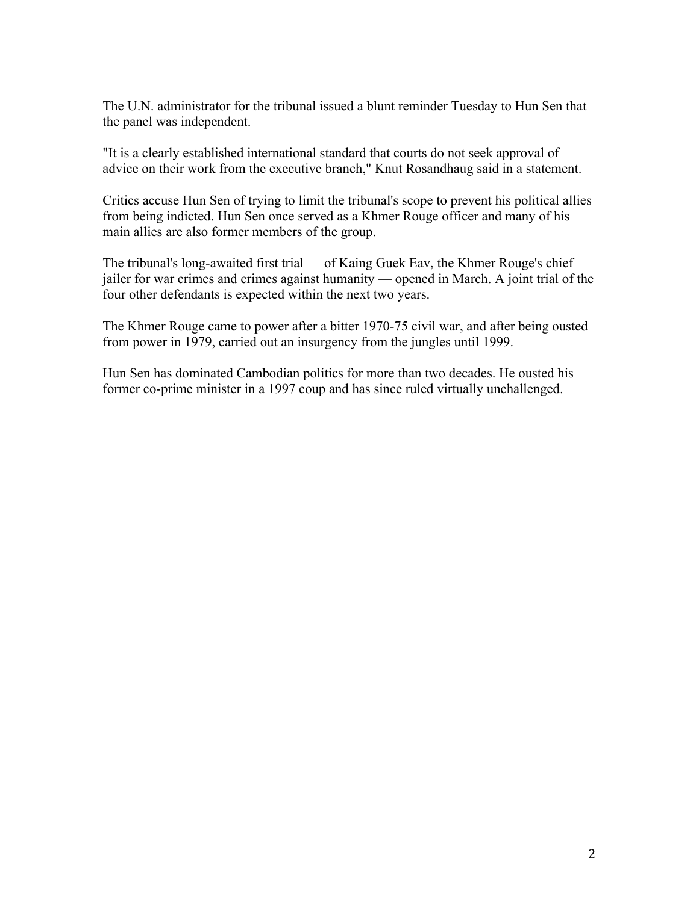The U.N. administrator for the tribunal issued a blunt reminder Tuesday to Hun Sen that the panel was independent.

"It is a clearly established international standard that courts do not seek approval of advice on their work from the executive branch," Knut Rosandhaug said in a statement.

Critics accuse Hun Sen of trying to limit the tribunal's scope to prevent his political allies from being indicted. Hun Sen once served as a Khmer Rouge officer and many of his main allies are also former members of the group.

The tribunal's long-awaited first trial — of Kaing Guek Eav, the Khmer Rouge's chief jailer for war crimes and crimes against humanity — opened in March. A joint trial of the four other defendants is expected within the next two years.

The Khmer Rouge came to power after a bitter 1970-75 civil war, and after being ousted from power in 1979, carried out an insurgency from the jungles until 1999.

Hun Sen has dominated Cambodian politics for more than two decades. He ousted his former co-prime minister in a 1997 coup and has since ruled virtually unchallenged.